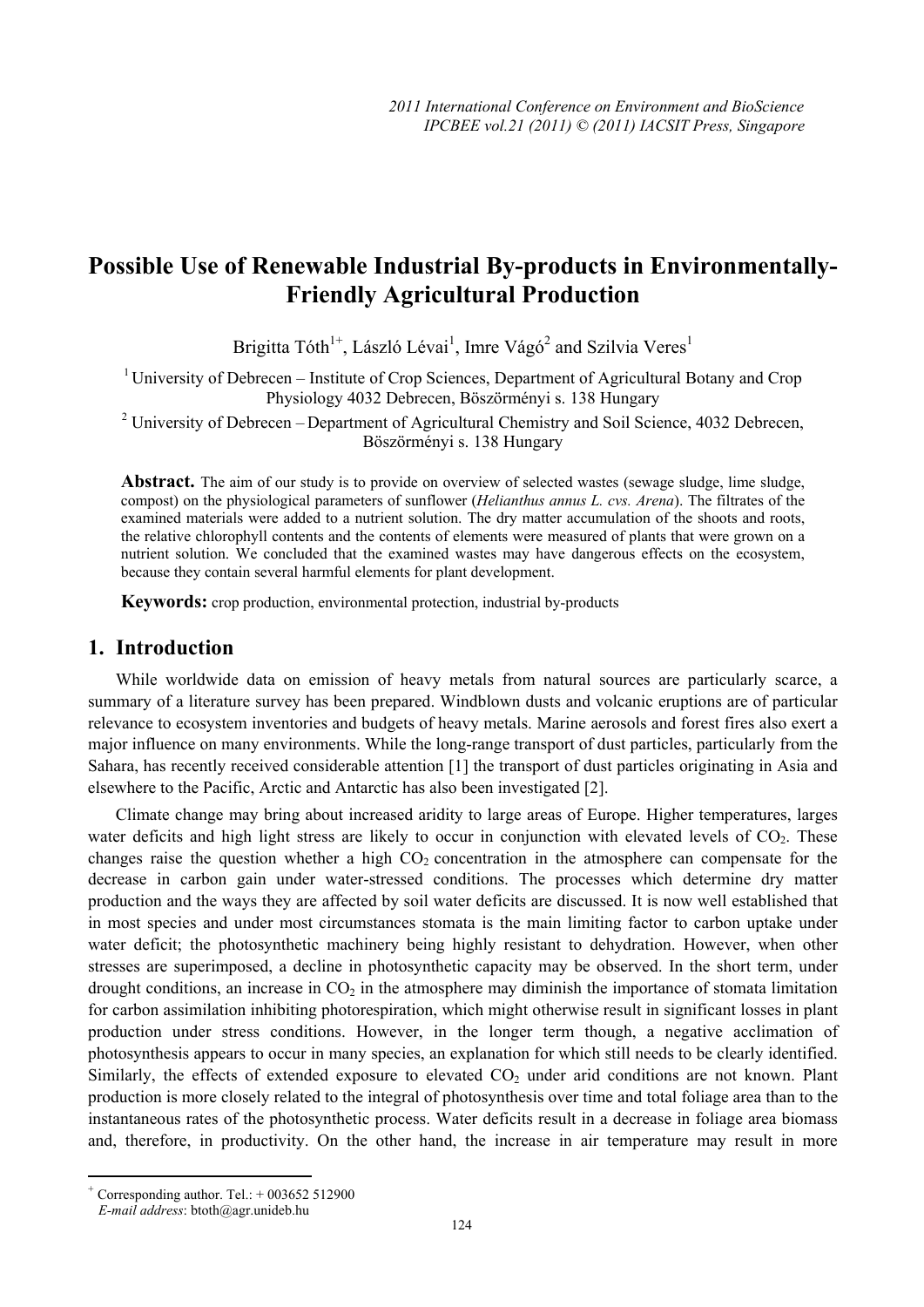# Possible Use of Renewable Industrial By-products in Environmentally-Friendly Agricultural Production

Brigitta Tóth[1+], László Lévai[1], Imre Vágó[2] and Szilvia Veres[1]

[1] University of Debrecen – Institute of Crop Sciences, Department of Agricultural Botany and Crop Physiology 4032 Debrecen, Böszörményi s. 138 Hungary

[2] University of Debrecen – Department of Agricultural Chemistry and Soil Science, 4032 Debrecen, Böszörményi s. 138 Hungary

**Abstract.** The aim of our study is to provide on overview of selected wastes (sewage sludge, lime sludge, compost) on the physiological parameters of sunflower (*Helianthus annus L. cvs. Arena*). The filtrates of the examined materials were added to a nutrient solution. The dry matter accumulation of the shoots and roots, the relative chlorophyll contents and the contents of elements were measured of plants that were grown on a nutrient solution. We concluded that the examined wastes may have dangerous effects on the ecosystem, because they contain several harmful elements for plant development.

**Keywords:** crop production, environmental protection, industrial by-products

## 1. Introduction

While worldwide data on emission of heavy metals from natural sources are particularly scarce, a summary of a literature survey has been prepared. Windblown dusts and volcanic eruptions are of particular relevance to ecosystem inventories and budgets of heavy metals. Marine aerosols and forest fires also exert a major influence on many environments. While the long-range transport of dust particles, particularly from the Sahara, has recently received considerable attention [1] the transport of dust particles originating in Asia and elsewhere to the Pacific, Arctic and Antarctic has also been investigated [2].

Climate change may bring about increased aridity to large areas of Europe. Higher temperatures, larges water deficits and high light stress are likely to occur in conjunction with elevated levels of $CO_2$. These changes raise the question whether a high $CO_2$ concentration in the atmosphere can compensate for the decrease in carbon gain under water-stressed conditions. The processes which determine dry matter production and the ways they are affected by soil water deficits are discussed. It is now well established that in most species and under most circumstances stomata is the main limiting factor to carbon uptake under water deficit; the photosynthetic machinery being highly resistant to dehydration. However, when other stresses are superimposed, a decline in photosynthetic capacity may be observed. In the short term, under drought conditions, an increase in $CO_2$ in the atmosphere may diminish the importance of stomata limitation for carbon assimilation inhibiting photorespiration, which might otherwise result in significant losses in plant production under stress conditions. However, in the longer term though, a negative acclimation of photosynthesis appears to occur in many species, an explanation for which still needs to be clearly identified. Similarly, the effects of extended exposure to elevated $CO_2$ under arid conditions are not known. Plant production is more closely related to the integral of photosynthesis over time and total foliage area than to the instantaneous rates of the photosynthetic process. Water deficits result in a decrease in foliage area biomass and, therefore, in productivity. On the other hand, the increase in air temperature may result in more

---

[+] Corresponding author. Tel.: + 003652 512900
*E-mail address*: btoth@agr.unideb.hu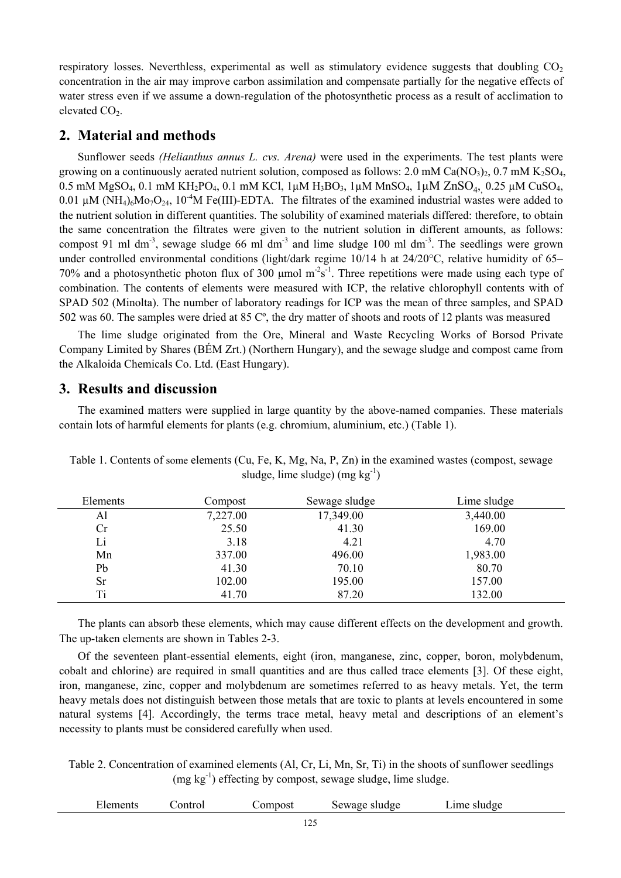respiratory losses. Neverthless, experimental as well as stimulatory evidence suggests that doubling $CO_2$ concentration in the air may improve carbon assimilation and compensate partially for the negative effects of water stress even if we assume a down-regulation of the photosynthetic process as a result of acclimation to elevated $CO_2$.

## 2. Material and methods

Sunflower seeds *(Helianthus annus L. cvs. Arena)* were used in the experiments. The test plants were growing on a continuously aerated nutrient solution, composed as follows: 2.0 mM $Ca(NO_3)_2$, 0.7 mM $K_2SO_4$, 0.5 mM $MgSO_4$, 0.1 mM $KH_2PO_4$, 0.1 mM KCl, 1µM $H_3BO_3$, 1µM $MnSO_4$, 1µM $ZnSO_4$, 0.25 µM $CuSO_4$, 0.01 µM $(NH_4)_6Mo_7O_{24}$, $10^{-4}$M Fe(III)-EDTA. The filtrates of the examined industrial wastes were added to the nutrient solution in different quantities. The solubility of examined materials differed: therefore, to obtain the same concentration the filtrates were given to the nutrient solution in different amounts, as follows: compost 91 ml $dm^{-3}$, sewage sludge 66 ml $dm^{-3}$ and lime sludge 100 ml $dm^{-3}$. The seedlings were grown under controlled environmental conditions (light/dark regime 10/14 h at 24/20°C, relative humidity of 65–70% and a photosynthetic photon flux of 300 µmol $m^{-2}s^{-1}$. Three repetitions were made using each type of combination. The contents of elements were measured with ICP, the relative chlorophyll contents with of SPAD 502 (Minolta). The number of laboratory readings for ICP was the mean of three samples, and SPAD 502 was 60. The samples were dried at 85 Cº, the dry matter of shoots and roots of 12 plants was measured

The lime sludge originated from the Ore, Mineral and Waste Recycling Works of Borsod Private Company Limited by Shares (BÉM Zrt.) (Northern Hungary), and the sewage sludge and compost came from the Alkaloida Chemicals Co. Ltd. (East Hungary).

## 3. Results and discussion

The examined matters were supplied in large quantity by the above-named companies. These materials contain lots of harmful elements for plants (e.g. chromium, aluminium, etc.) (Table 1).

Table 1. Contents of some elements (Cu, Fe, K, Mg, Na, P, Zn) in the examined wastes (compost, sewage sludge, lime sludge) (mg $kg^{-1}$)

| Elements | Compost | Sewage sludge | Lime sludge |
|---|---|---|---|
| Al | 7,227.00 | 17,349.00 | 3,440.00 |
| Cr | 25.50 | 41.30 | 169.00 |
| Li | 3.18 | 4.21 | 4.70 |
| Mn | 337.00 | 496.00 | 1,983.00 |
| Pb | 41.30 | 70.10 | 80.70 |
| Sr | 102.00 | 195.00 | 157.00 |
| Ti | 41.70 | 87.20 | 132.00 |

The plants can absorb these elements, which may cause different effects on the development and growth. The up-taken elements are shown in Tables 2-3.

Of the seventeen plant-essential elements, eight (iron, manganese, zinc, copper, boron, molybdenum, cobalt and chlorine) are required in small quantities and are thus called trace elements [3]. Of these eight, iron, manganese, zinc, copper and molybdenum are sometimes referred to as heavy metals. Yet, the term heavy metals does not distinguish between those metals that are toxic to plants at levels encountered in some natural systems [4]. Accordingly, the terms trace metal, heavy metal and descriptions of an element's necessity to plants must be considered carefully when used.

Table 2. Concentration of examined elements (Al, Cr, Li, Mn, Sr, Ti) in the shoots of sunflower seedlings (mg $kg^{-1}$) effecting by compost, sewage sludge, lime sludge.

| Elements | Control | Compost | Sewage sludge | Lime sludge |
|---|---|---|---|---|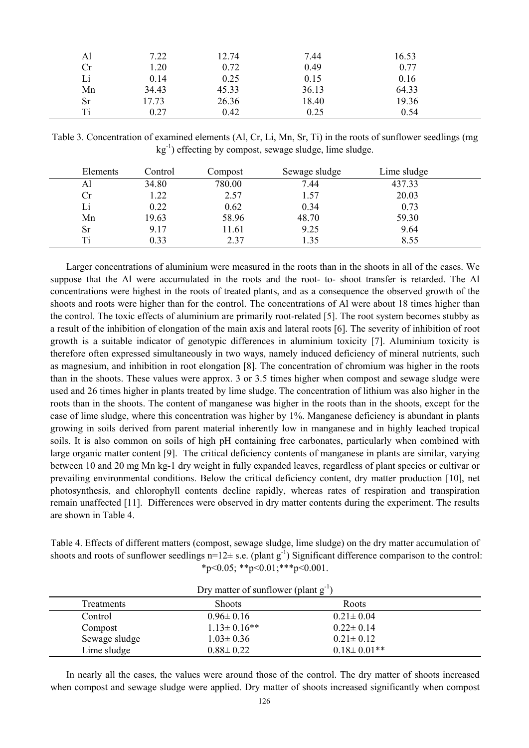| | | | | |
|---|---|---|---|---|
| Al | 7.22 | 12.74 | 7.44 | 16.53 |
| Cr | 1.20 | 0.72 | 0.49 | 0.77 |
| Li | 0.14 | 0.25 | 0.15 | 0.16 |
| Mn | 34.43 | 45.33 | 36.13 | 64.33 |
| Sr | 17.73 | 26.36 | 18.40 | 19.36 |
| Ti | 0.27 | 0.42 | 0.25 | 0.54 |

Table 3. Concentration of examined elements (Al, Cr, Li, Mn, Sr, Ti) in the roots of sunflower seedlings (mg $kg^{-1}$) effecting by compost, sewage sludge, lime sludge.

| Elements | Control | Compost | Sewage sludge | Lime sludge |
|---|---|---|---|---|
| Al | 34.80 | 780.00 | 7.44 | 437.33 |
| Cr | 1.22 | 2.57 | 1.57 | 20.03 |
| Li | 0.22 | 0.62 | 0.34 | 0.73 |
| Mn | 19.63 | 58.96 | 48.70 | 59.30 |
| Sr | 9.17 | 11.61 | 9.25 | 9.64 |
| Ti | 0.33 | 2.37 | 1.35 | 8.55 |

Larger concentrations of aluminium were measured in the roots than in the shoots in all of the cases. We suppose that the Al were accumulated in the roots and the root- to- shoot transfer is retarded. The Al concentrations were highest in the roots of treated plants, and as a consequence the observed growth of the shoots and roots were higher than for the control. The concentrations of Al were about 18 times higher than the control. The toxic effects of aluminium are primarily root-related [5]. The root system becomes stubby as a result of the inhibition of elongation of the main axis and lateral roots [6]. The severity of inhibition of root growth is a suitable indicator of genotypic differences in aluminium toxicity [7]. Aluminium toxicity is therefore often expressed simultaneously in two ways, namely induced deficiency of mineral nutrients, such as magnesium, and inhibition in root elongation [8]. The concentration of chromium was higher in the roots than in the shoots. These values were approx. 3 or 3.5 times higher when compost and sewage sludge were used and 26 times higher in plants treated by lime sludge. The concentration of lithium was also higher in the roots than in the shoots. The content of manganese was higher in the roots than in the shoots, except for the case of lime sludge, where this concentration was higher by 1%. Manganese deficiency is abundant in plants growing in soils derived from parent material inherently low in manganese and in highly leached tropical soils. It is also common on soils of high pH containing free carbonates, particularly when combined with large organic matter content [9]. The critical deficiency contents of manganese in plants are similar, varying between 10 and 20 mg Mn kg-1 dry weight in fully expanded leaves, regardless of plant species or cultivar or prevailing environmental conditions. Below the critical deficiency content, dry matter production [10], net photosynthesis, and chlorophyll contents decline rapidly, whereas rates of respiration and transpiration remain unaffected [11]. Differences were observed in dry matter contents during the experiment. The results are shown in Table 4.

Table 4. Effects of different matters (compost, sewage sludge, lime sludge) on the dry matter accumulation of shoots and roots of sunflower seedlings n=12± s.e. (plant $g^{-1}$) Significant difference comparison to the control: *p<0.05; **p<0.01;***p<0.001.

| | Dry matter of sunflower (plant $g^{-1}$) | |
|---|---|---|
| Treatments | Shoots | Roots |
| Control | 0.96± 0.16 | 0.21± 0.04 |
| Compost | 1.13± 0.16** | 0.22± 0.14 |
| Sewage sludge | 1.03± 0.36 | 0.21± 0.12 |
| Lime sludge | 0.88± 0.22 | 0.18± 0.01** |

In nearly all the cases, the values were around those of the control. The dry matter of shoots increased when compost and sewage sludge were applied. Dry matter of shoots increased significantly when compost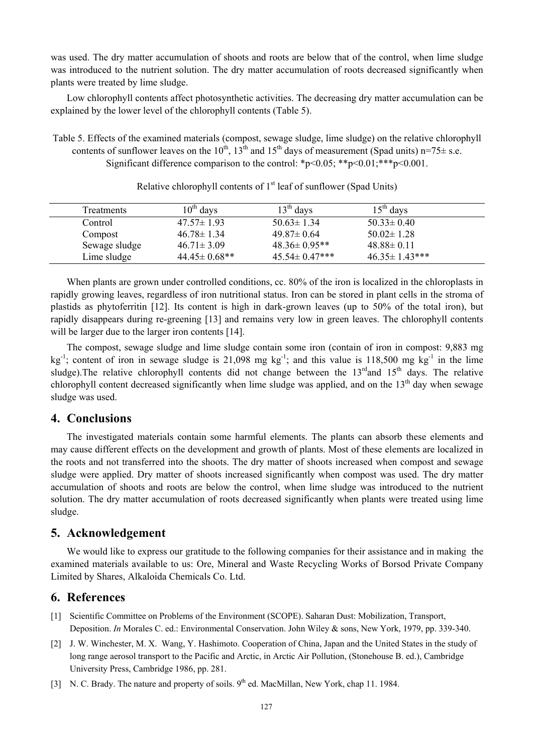was used. The dry matter accumulation of shoots and roots are below that of the control, when lime sludge was introduced to the nutrient solution. The dry matter accumulation of roots decreased significantly when plants were treated by lime sludge.

Low chlorophyll contents affect photosynthetic activities. The decreasing dry matter accumulation can be explained by the lower level of the chlorophyll contents (Table 5).

Table 5. Effects of the examined materials (compost, sewage sludge, lime sludge) on the relative chlorophyll contents of sunflower leaves on the 10th, 13th and 15th days of measurement (Spad units) n=75± s.e. Significant difference comparison to the control: *p<0.05; **p<0.01;***p<0.001.

Relative chlorophyll contents of 1st leaf of sunflower (Spad Units)

| Treatments | 10th days | 13th days | 15th days |
|---|---|---|---|
| Control | 47.57± 1.93 | 50.63± 1.34 | 50.33± 0.40 |
| Compost | 46.78± 1.34 | 49.87± 0.64 | 50.02± 1.28 |
| Sewage sludge | 46.71± 3.09 | 48.36± 0.95** | 48.88± 0.11 |
| Lime sludge | 44.45± 0.68** | 45.54± 0.47*** | 46.35± 1.43*** |

When plants are grown under controlled conditions, cc. 80% of the iron is localized in the chloroplasts in rapidly growing leaves, regardless of iron nutritional status. Iron can be stored in plant cells in the stroma of plastids as phytoferritin [12]. Its content is high in dark-grown leaves (up to 50% of the total iron), but rapidly disappears during re-greening [13] and remains very low in green leaves. The chlorophyll contents will be larger due to the larger iron contents [14].

The compost, sewage sludge and lime sludge contain some iron (contain of iron in compost: 9,883 mg $kg^{-1}$; content of iron in sewage sludge is 21,098 mg $kg^{-1}$; and this value is 118,500 mg $kg^{-1}$ in the lime sludge).The relative chlorophyll contents did not change between the 13rd and 15th days. The relative chlorophyll content decreased significantly when lime sludge was applied, and on the 13th day when sewage sludge was used.

## 4. Conclusions

The investigated materials contain some harmful elements. The plants can absorb these elements and may cause different effects on the development and growth of plants. Most of these elements are localized in the roots and not transferred into the shoots. The dry matter of shoots increased when compost and sewage sludge were applied. Dry matter of shoots increased significantly when compost was used. The dry matter accumulation of shoots and roots are below the control, when lime sludge was introduced to the nutrient solution. The dry matter accumulation of roots decreased significantly when plants were treated using lime sludge.

## 5. Acknowledgement

We would like to express our gratitude to the following companies for their assistance and in making the examined materials available to us: Ore, Mineral and Waste Recycling Works of Borsod Private Company Limited by Shares, Alkaloida Chemicals Co. Ltd.

## 6. References

[1] Scientific Committee on Problems of the Environment (SCOPE). Saharan Dust: Mobilization, Transport, Deposition. *In* Morales C. ed.: Environmental Conservation. John Wiley & sons, New York, 1979, pp. 339-340.

[2] J. W. Winchester, M. X. Wang, Y. Hashimoto. Cooperation of China, Japan and the United States in the study of long range aerosol transport to the Pacific and Arctic, in Arctic Air Pollution, (Stonehouse B. ed.), Cambridge University Press, Cambridge 1986, pp. 281.

[3] N. C. Brady. The nature and property of soils. 9th ed. MacMillan, New York, chap 11. 1984.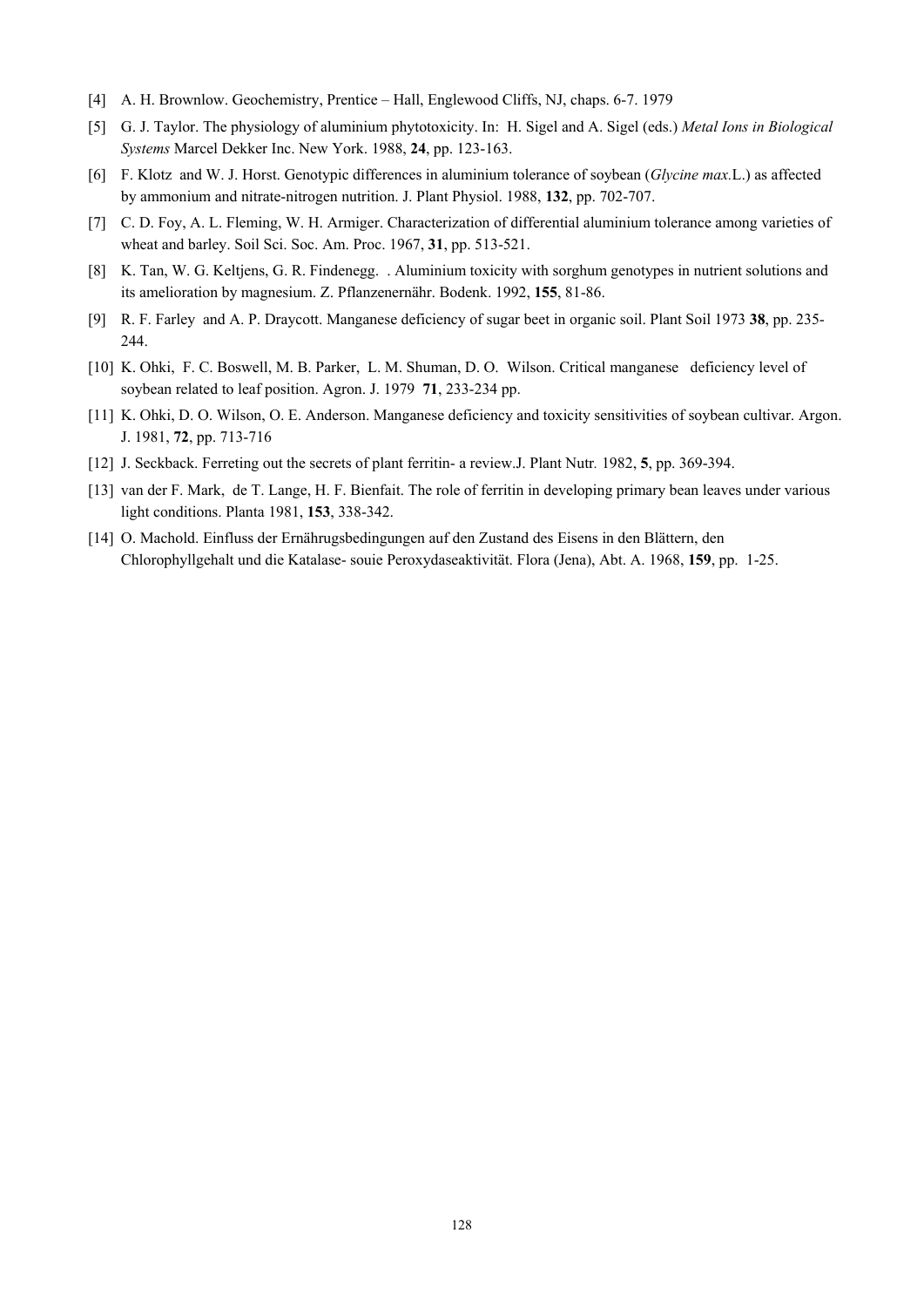[4] A. H. Brownlow. Geochemistry, Prentice – Hall, Englewood Cliffs, NJ, chaps. 6-7. 1979

[5] G. J. Taylor. The physiology of aluminium phytotoxicity. In: H. Sigel and A. Sigel (eds.) *Metal Ions in Biological Systems* Marcel Dekker Inc. New York. 1988, **24**, pp. 123-163.

[6] F. Klotz and W. J. Horst. Genotypic differences in aluminium tolerance of soybean (*Glycine max.*L.) as affected by ammonium and nitrate-nitrogen nutrition. J. Plant Physiol. 1988, **132**, pp. 702-707.

[7] C. D. Foy, A. L. Fleming, W. H. Armiger. Characterization of differential aluminium tolerance among varieties of wheat and barley. Soil Sci. Soc. Am. Proc. 1967, **31**, pp. 513-521.

[8] K. Tan, W. G. Keltjens, G. R. Findenegg. . Aluminium toxicity with sorghum genotypes in nutrient solutions and its amelioration by magnesium. Z. Pflanzenernähr. Bodenk. 1992, **155**, 81-86.

[9] R. F. Farley and A. P. Draycott. Manganese deficiency of sugar beet in organic soil. Plant Soil 1973 **38**, pp. 235-244.

[10] K. Ohki, F. C. Boswell, M. B. Parker, L. M. Shuman, D. O. Wilson. Critical manganese deficiency level of soybean related to leaf position. Agron. J. 1979 **71**, 233-234 pp.

[11] K. Ohki, D. O. Wilson, O. E. Anderson. Manganese deficiency and toxicity sensitivities of soybean cultivar. Argon. J. 1981, **72**, pp. 713-716

[12] J. Seckback. Ferreting out the secrets of plant ferritin- a review.J. Plant Nutr*.* 1982, **5**, pp. 369-394.

[13] van der F. Mark, de T. Lange, H. F. Bienfait. The role of ferritin in developing primary bean leaves under various light conditions. Planta 1981, **153**, 338-342.

[14] O. Machold. Einfluss der Ernährugsbedingungen auf den Zustand des Eisens in den Blättern, den Chlorophyllgehalt und die Katalase- souie Peroxydaseaktivität. Flora (Jena), Abt. A. 1968, **159**, pp. 1-25.